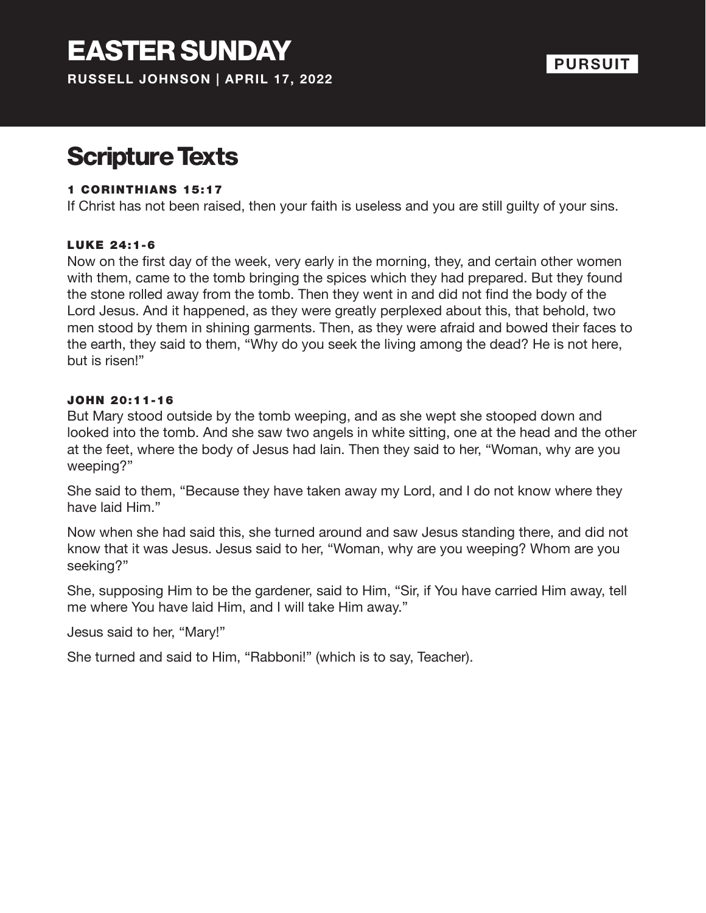# EASTER SUNDAY

**RUSSELL JOHNSON | APRIL 17, 2022**

**PURSUIT**

## Scripture Texts

### 1 CORINTHIANS 15:17

If Christ has not been raised, then your faith is useless and you are still guilty of your sins.

### LUKE 24:1-6

Now on the first day of the week, very early in the morning, they, and certain other women with them, came to the tomb bringing the spices which they had prepared. But they found the stone rolled away from the tomb. Then they went in and did not find the body of the Lord Jesus. And it happened, as they were greatly perplexed about this, that behold, two men stood by them in shining garments. Then, as they were afraid and bowed their faces to the earth, they said to them, "Why do you seek the living among the dead? He is not here, but is risen!"

### JOHN 20:11-16

But Mary stood outside by the tomb weeping, and as she wept she stooped down and looked into the tomb. And she saw two angels in white sitting, one at the head and the other at the feet, where the body of Jesus had lain. Then they said to her, "Woman, why are you weeping?"

She said to them, "Because they have taken away my Lord, and I do not know where they have laid Him."

Now when she had said this, she turned around and saw Jesus standing there, and did not know that it was Jesus. Jesus said to her, "Woman, why are you weeping? Whom are you seeking?"

She, supposing Him to be the gardener, said to Him, "Sir, if You have carried Him away, tell me where You have laid Him, and I will take Him away."

Jesus said to her, "Mary!"

She turned and said to Him, "Rabboni!" (which is to say, Teacher).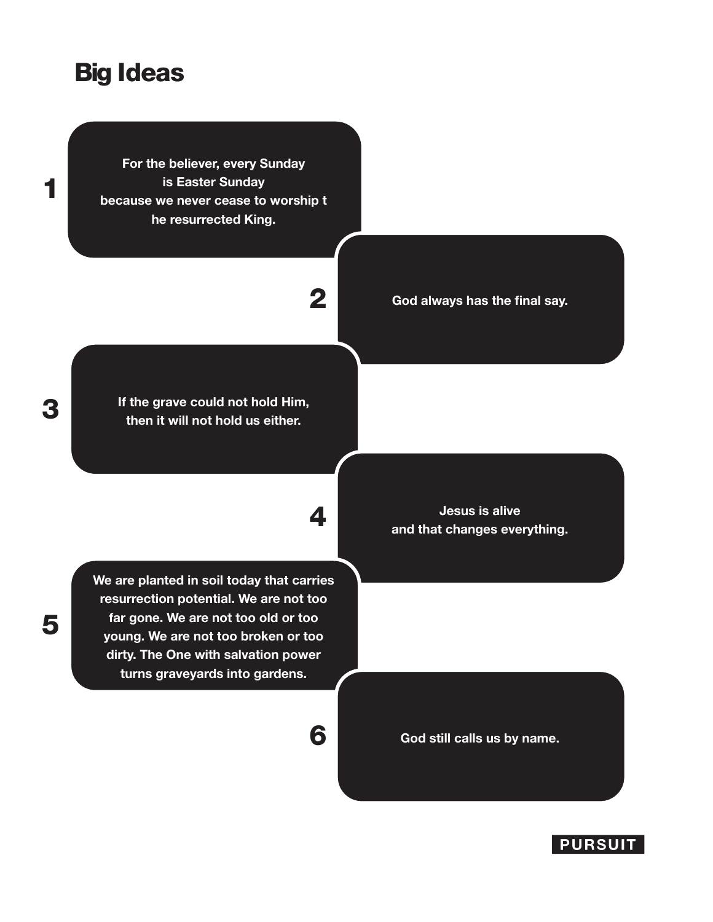## Big Ideas

1. For the believer, every Sunday is Easter Sunday because we never cease to worship the resurrected King.

2. God always has the final say.

3. If the grave could not hold Him, then it will not hold us either.

4. Jesus is alive and that changes everything.

5. We are planted in soil today that carries resurrection potential. We are not too far gone. We are not too old or too young. We are not too broken or too dirty. The One with salvation power turns graveyards into gardens.

6. God still calls us by name.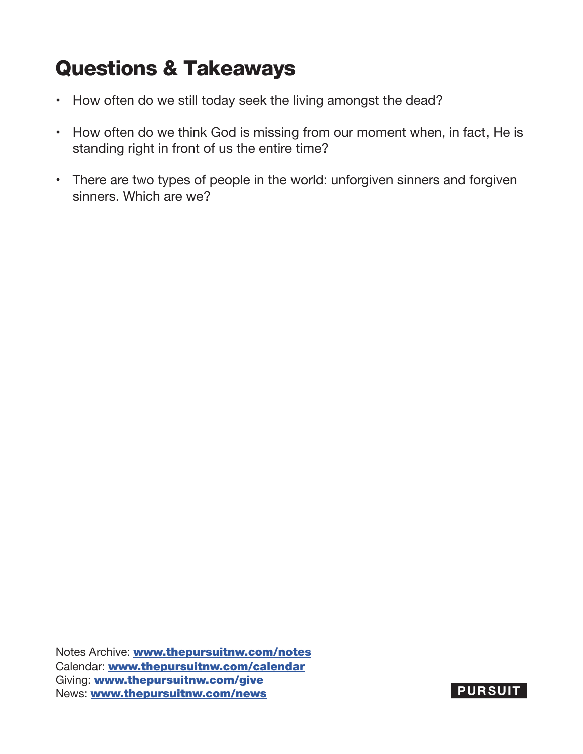## Questions & Takeaways

- How often do we still today seek the living amongst the dead?
- How often do we think God is missing from our moment when, in fact, He is standing right in front of us the entire time?
- There are two types of people in the world: unforgiven sinners and forgiven sinners. Which are we?

Notes Archive: **www.thepursuitnw.com/notes**
Calendar: **www.thepursuitnw.com/calendar**
Giving: **www.thepursuitnw.com/give**
News: **www.thepursuitnw.com/news**

PURSUIT